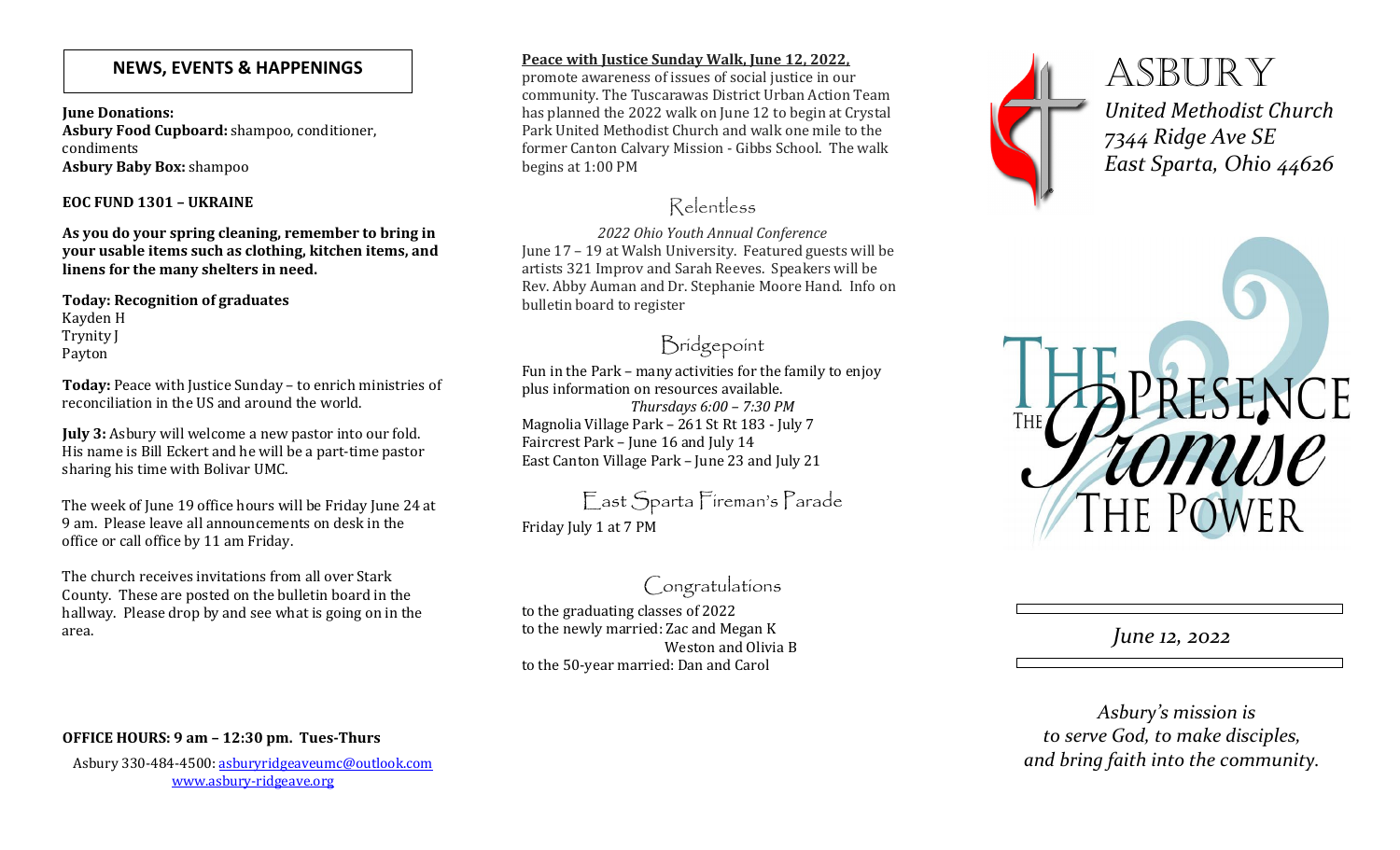## NEWS, EVENTS & HAPPENINGS

**June Donations:**
**Asbury Food Cupboard:** shampoo, conditioner, condiments
**Asbury Baby Box:** shampoo

**EOC FUND 1301 – UKRAINE**

**As you do your spring cleaning, remember to bring in your usable items such as clothing, kitchen items, and linens for the many shelters in need.**

**Today: Recognition of graduates**
Kayden H
Trynity J
Payton

**Today:** Peace with Justice Sunday – to enrich ministries of reconciliation in the US and around the world.

**July 3:** Asbury will welcome a new pastor into our fold. His name is Bill Eckert and he will be a part-time pastor sharing his time with Bolivar UMC.

The week of June 19 office hours will be Friday June 24 at 9 am. Please leave all announcements on desk in the office or call office by 11 am Friday.

The church receives invitations from all over Stark County. These are posted on the bulletin board in the hallway. Please drop by and see what is going on in the area.

**OFFICE HOURS: 9 am – 12:30 pm. Tues-Thurs**

Asbury 330-484-4500: asburyridgeaveumc@outlook.com
www.asbury-ridgeave.org

**Peace with Justice Sunday Walk, June 12, 2022,** promote awareness of issues of social justice in our community. The Tuscarawas District Urban Action Team has planned the 2022 walk on June 12 to begin at Crystal Park United Methodist Church and walk one mile to the former Canton Calvary Mission - Gibbs School. The walk begins at 1:00 PM

## Relentless

*2022 Ohio Youth Annual Conference*
June 17 – 19 at Walsh University. Featured guests will be artists 321 Improv and Sarah Reeves. Speakers will be Rev. Abby Auman and Dr. Stephanie Moore Hand. Info on bulletin board to register

## Bridgepoint

Fun in the Park – many activities for the family to enjoy plus information on resources available.
*Thursdays 6:00 – 7:30 PM*
Magnolia Village Park – 261 St Rt 183 - July 7
Faircrest Park – June 16 and July 14
East Canton Village Park – June 23 and July 21

## East Sparta Fireman's Parade

Friday July 1 at 7 PM

## Congratulations

to the graduating classes of 2022
to the newly married: Zac and Megan K
Weston and Olivia B
to the 50-year married: Dan and Carol

# ASBURY

*United Methodist Church*
*7344 Ridge Ave SE*
*East Sparta, Ohio 44626*

THE PRESENCE
THE *Promise*
THE POWER

*June 12, 2022*

*Asbury's mission is*
*to serve God, to make disciples,*
*and bring faith into the community.*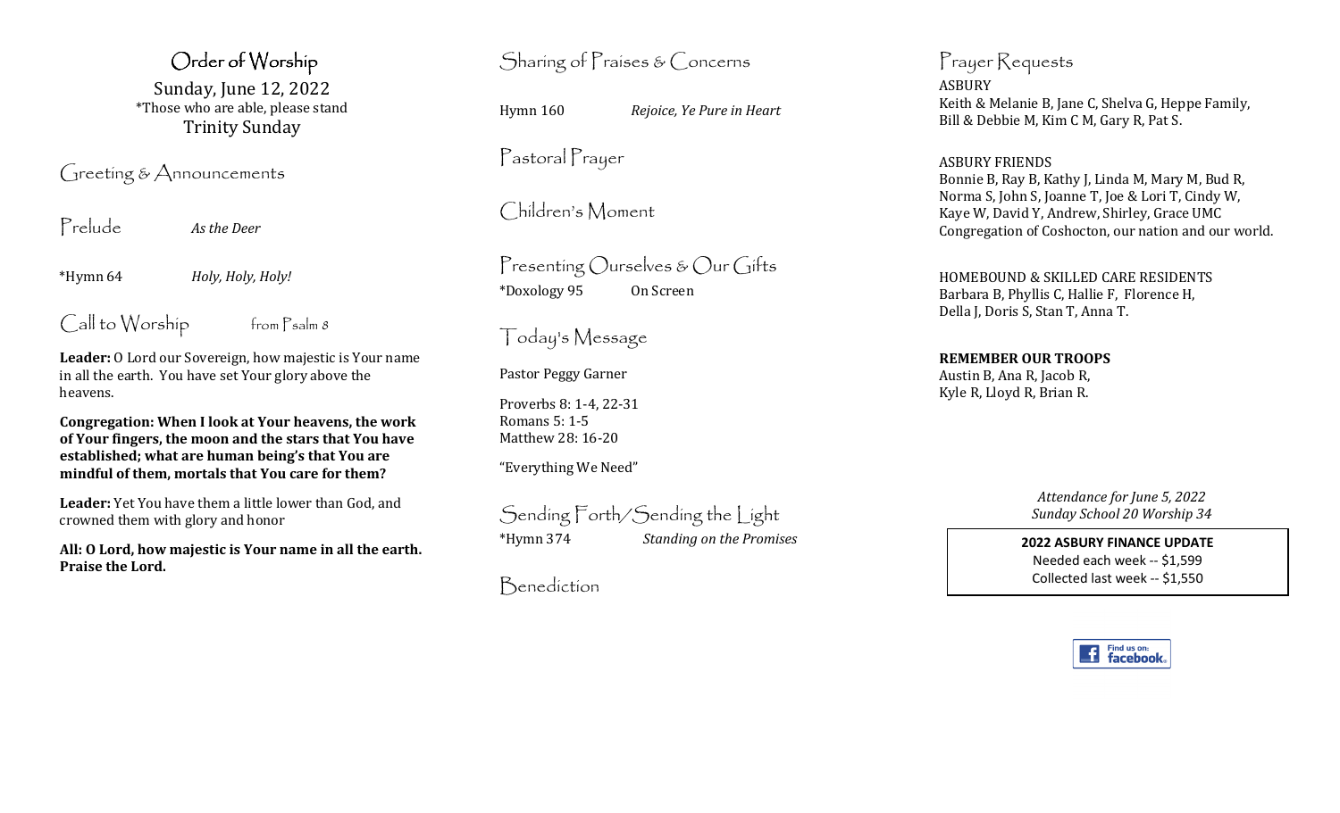# Order of Worship

Sunday, June 12, 2022

*Those who are able, please stand

Trinity Sunday

## Greeting & Announcements

## Prelude — *As the Deer*

*Hymn 64 — *Holy, Holy, Holy!*

## Call to Worship — from Psalm 8

**Leader:** O Lord our Sovereign, how majestic is Your name in all the earth. You have set Your glory above the heavens.

**Congregation: When I look at Your heavens, the work of Your fingers, the moon and the stars that You have established; what are human being's that You are mindful of them, mortals that You care for them?**

**Leader:** Yet You have them a little lower than God, and crowned them with glory and honor

**All: O Lord, how majestic is Your name in all the earth. Praise the Lord.**

## Sharing of Praises & Concerns

Hymn 160 — *Rejoice, Ye Pure in Heart*

## Pastoral Prayer

## Children's Moment

## Presenting Ourselves & Our Gifts

*Doxology 95 — On Screen

## Today's Message

Pastor Peggy Garner

Proverbs 8: 1-4, 22-31
Romans 5: 1-5
Matthew 28: 16-20

"Everything We Need"

## Sending Forth/Sending the Light

*Hymn 374 — *Standing on the Promises*

## Benediction

## Prayer Requests

ASBURY
Keith & Melanie B, Jane C, Shelva G, Heppe Family, Bill & Debbie M, Kim C M, Gary R, Pat S.

ASBURY FRIENDS
Bonnie B, Ray B, Kathy J, Linda M, Mary M, Bud R, Norma S, John S, Joanne T, Joe & Lori T, Cindy W, Kaye W, David Y, Andrew, Shirley, Grace UMC Congregation of Coshocton, our nation and our world.

HOMEBOUND & SKILLED CARE RESIDENTS
Barbara B, Phyllis C, Hallie F, Florence H, Della J, Doris S, Stan T, Anna T.

**REMEMBER OUR TROOPS**
Austin B, Ana R, Jacob R, Kyle R, Lloyd R, Brian R.

*Attendance for June 5, 2022*
*Sunday School 20 Worship 34*

**2022 ASBURY FINANCE UPDATE**
Needed each week -- $1,599
Collected last week -- $1,550

Find us on: facebook.